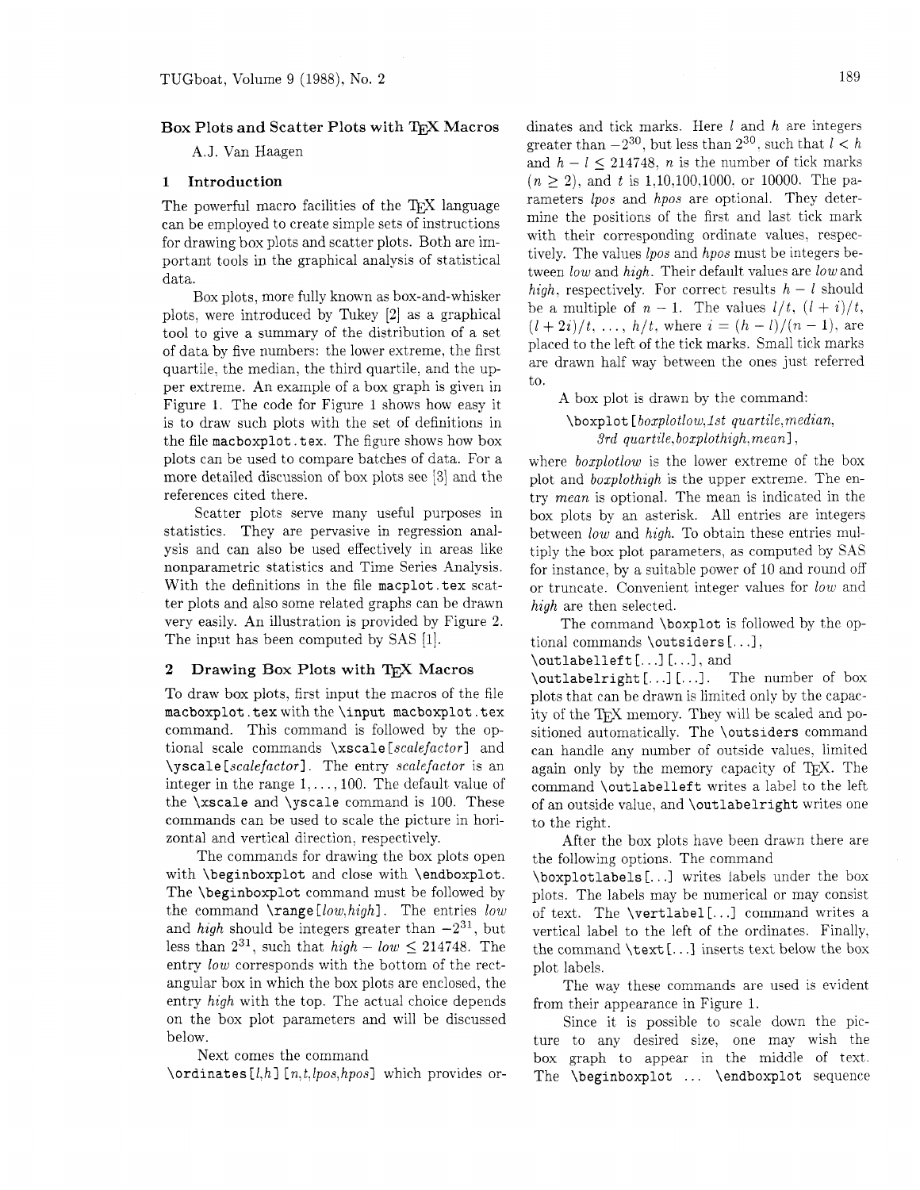## Box Plots and Scatter Plots with TEX Macros

A.J. Van Haagen

### 1 Introduction

The powerful macro facilities of the TEX language can be employed to create simple sets of instructions for drawing box plots and scatter plots. Both are important tools in the graphical analysis of statistical data.

Box plots, more fully known as box-and-whisker plots, were introduced by Tukey [2] as a graphical tool to give a summary of the distribution of a set of data by five numbers: the lower extreme, the first quartile, the median, the third quartile, and the upper extreme. An example of a box graph is given in Figure 1. The code for Figure 1 shows how easy it is to draw such plots with the set of definitions in the file `macboxplot.tex`. The figure shows how box plots can be used to compare batches of data. For a more detailed discussion of box plots see [3] and the references cited there.

Scatter plots serve many useful purposes in statistics. They are pervasive in regression analysis and can also be used effectively in areas like nonparametric statistics and Time Series Analysis. With the definitions in the file `macplot.tex` scatter plots and also some related graphs can be drawn very easily. An illustration is provided by Figure 2. The input has been computed by SAS [1].

### 2 Drawing Box Plots with TEX Macros

To draw box plots, first input the macros of the file `macboxplot.tex` with the `\input macboxplot.tex` command. This command is followed by the optional scale commands `\xscale[`*scalefactor*`]` and `\yscale[`*scalefactor*`]`. The entry *scalefactor* is an integer in the range $1, \ldots, 100$. The default value of the `\xscale` and `\yscale` command is 100. These commands can be used to scale the picture in horizontal and vertical direction, respectively.

The commands for drawing the box plots open with `\beginboxplot` and close with `\endboxplot`. The `\beginboxplot` command must be followed by the command `\range[`*low,high*`]`. The entries *low* and *high* should be integers greater than $-2^{31}$, but less than $2^{31}$, such that $high - low \leq 214748$. The entry *low* corresponds with the bottom of the rectangular box in which the box plots are enclosed, the entry *high* with the top. The actual choice depends on the box plot parameters and will be discussed below.

Next comes the command `\ordinates[`*l,h*`] [`*n,t,lpos,hpos*`]` which provides ordinates and tick marks. Here $l$ and $h$ are integers greater than $-2^{30}$, but less than $2^{30}$, such that $l < h$ and $h - l \leq 214748$, $n$ is the number of tick marks ($n \geq 2$), and $t$ is 1,10,100,1000, or 10000. The parameters *lpos* and *hpos* are optional. They determine the positions of the first and last tick mark with their corresponding ordinate values, respectively. The values *lpos* and *hpos* must be integers between *low* and *high*. Their default values are *low* and *high*, respectively. For correct results $h - l$ should be a multiple of $n - 1$. The values $l/t$, $(l + i)/t$, $(l + 2i)/t$, $\ldots$, $h/t$, where $i = (h - l)/(n - 1)$, are placed to the left of the tick marks. Small tick marks are drawn half way between the ones just referred to.

A box plot is drawn by the command:

`\boxplot[`*boxplotlow,1st quartile,median, 3rd quartile,boxplothigh,mean*`]`,

where *boxplotlow* is the lower extreme of the box plot and *boxplothigh* is the upper extreme. The entry *mean* is optional. The mean is indicated in the box plots by an asterisk. All entries are integers between *low* and *high*. To obtain these entries multiply the box plot parameters, as computed by SAS for instance, by a suitable power of 10 and round off or truncate. Convenient integer values for *low* and *high* are then selected.

The command `\boxplot` is followed by the optional commands `\outsiders[...]`, `\outlabelleft[...][...]`, and `\outlabelright[...][...]`. The number of box plots that can be drawn is limited only by the capacity of the TEX memory. They will be scaled and positioned automatically. The `\outsiders` command can handle any number of outside values, limited again only by the memory capacity of TEX. The command `\outlabelleft` writes a label to the left of an outside value, and `\outlabelright` writes one to the right.

After the box plots have been drawn there are the following options. The command `\boxplotlabels[...]` writes labels under the box plots. The labels may be numerical or may consist of text. The `\vertlabel[...]` command writes a vertical label to the left of the ordinates. Finally, the command `\text[...]` inserts text below the box plot labels.

The way these commands are used is evident from their appearance in Figure 1.

Since it is possible to scale down the picture to any desired size, one may wish the box graph to appear in the middle of text. The `\beginboxplot ... \endboxplot` sequence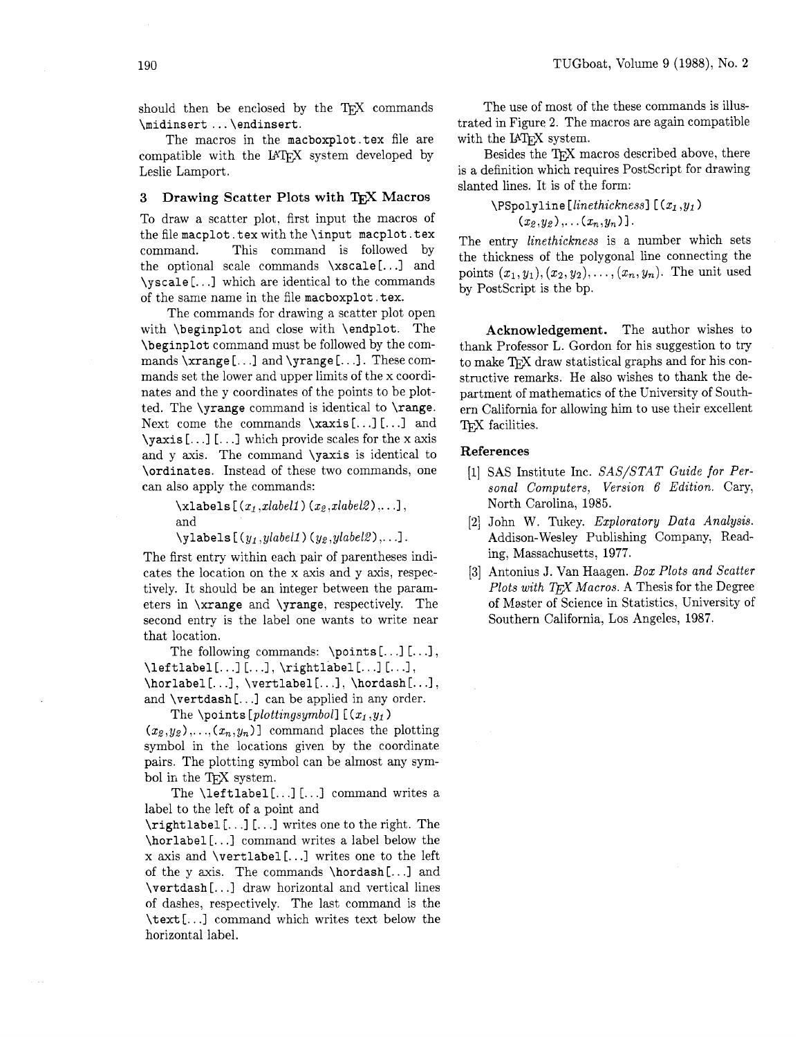should then be enclosed by the TEX commands `\midinsert ... \endinsert`.

The macros in the `macboxplot.tex` file are compatible with the LATEX system developed by Leslie Lamport.

## 3 Drawing Scatter Plots with TEX Macros

To draw a scatter plot, first input the macros of the file `macplot.tex` with the `\input macplot.tex` command. This command is followed by the optional scale commands `\xscale[...]` and `\yscale[...]` which are identical to the commands of the same name in the file `macboxplot.tex`.

The commands for drawing a scatter plot open with `\beginplot` and close with `\endplot`. The `\beginplot` command must be followed by the commands `\xrange[...]` and `\yrange[...]`. These commands set the lower and upper limits of the x coordinates and the y coordinates of the points to be plotted. The `\yrange` command is identical to `\range`. Next come the commands `\xaxis[...][...]` and `\yaxis[...][...]` which provide scales for the x axis and y axis. The command `\yaxis` is identical to `\ordinates`. Instead of these two commands, one can also apply the commands:

> `\xlabels[(`$x_1$,*xlabel1*`)(`$x_2$,*xlabel2*`),...]`,
> and
> `\ylabels[(`$y_1$,*ylabel1*`)(`$y_2$,*ylabel2*`),...]`.

The first entry within each pair of parentheses indicates the location on the x axis and y axis, respectively. It should be an integer between the parameters in `\xrange` and `\yrange`, respectively. The second entry is the label one wants to write near that location.

The following commands: `\points[...][...]`, `\leftlabel[...][...]`, `\rightlabel[...][...]`, `\horlabel[...]`, `\vertlabel[...]`, `\hordash[...]`, and `\vertdash[...]` can be applied in any order.

The `\points[`*plottingsymbol*`][(`$x_1$,$y_1$`)(`$x_2$,$y_2$`),...,(`$x_n$,$y_n$`)]` command places the plotting symbol in the locations given by the coordinate pairs. The plotting symbol can be almost any symbol in the TEX system.

The `\leftlabel[...][...]` command writes a label to the left of a point and `\rightlabel[...][...]` writes one to the right. The `\horlabel[...]` command writes a label below the x axis and `\vertlabel[...]` writes one to the left of the y axis. The commands `\hordash[...]` and `\vertdash[...]` draw horizontal and vertical lines of dashes, respectively. The last command is the `\text[...]` command which writes text below the horizontal label.

The use of most of the these commands is illustrated in Figure 2. The macros are again compatible with the LATEX system.

Besides the TEX macros described above, there is a definition which requires PostScript for drawing slanted lines. It is of the form:

> `\PSpolyline[`*linethickness*`][(`$x_1$,$y_1$`)(`$x_2$,$y_2$`),...(`$x_n$,$y_n$`)]`.

The entry *linethickness* is a number which sets the thickness of the polygonal line connecting the points $(x_1, y_1), (x_2, y_2), \ldots, (x_n, y_n)$. The unit used by PostScript is the bp.

**Acknowledgement.** The author wishes to thank Professor L. Gordon for his suggestion to try to make TEX draw statistical graphs and for his constructive remarks. He also wishes to thank the department of mathematics of the University of Southern California for allowing him to use their excellent TEX facilities.

### References

[1] SAS Institute Inc. *SAS/STAT Guide for Personal Computers, Version 6 Edition.* Cary, North Carolina, 1985.

[2] John W. Tukey. *Exploratory Data Analysis.* Addison-Wesley Publishing Company, Reading, Massachusetts, 1977.

[3] Antonius J. Van Haagen. *Box Plots and Scatter Plots with TEX Macros.* A Thesis for the Degree of Master of Science in Statistics, University of Southern California, Los Angeles, 1987.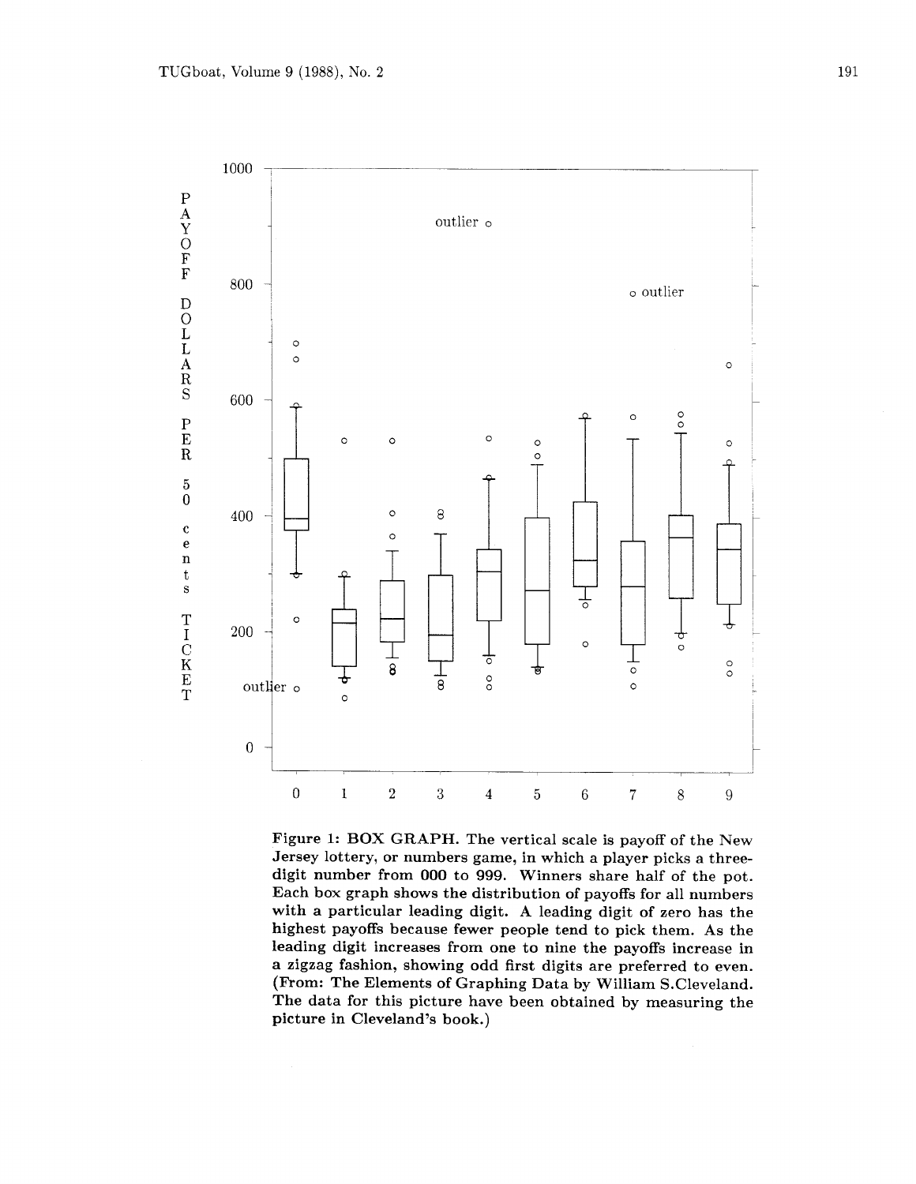Figure 1: **BOX GRAPH.** The vertical scale is payoff of the New Jersey lottery, or numbers game, in which a player picks a three-digit number from 000 to 999. Winners share half of the pot. Each box graph shows the distribution of payoffs for all numbers with a particular leading digit. A leading digit of zero has the highest payoffs because fewer people tend to pick them. As the leading digit increases from one to nine the payoffs increase in a zigzag fashion, showing odd first digits are preferred to even. (From: The Elements of Graphing Data by William S.Cleveland. The data for this picture have been obtained by measuring the picture in Cleveland's book.)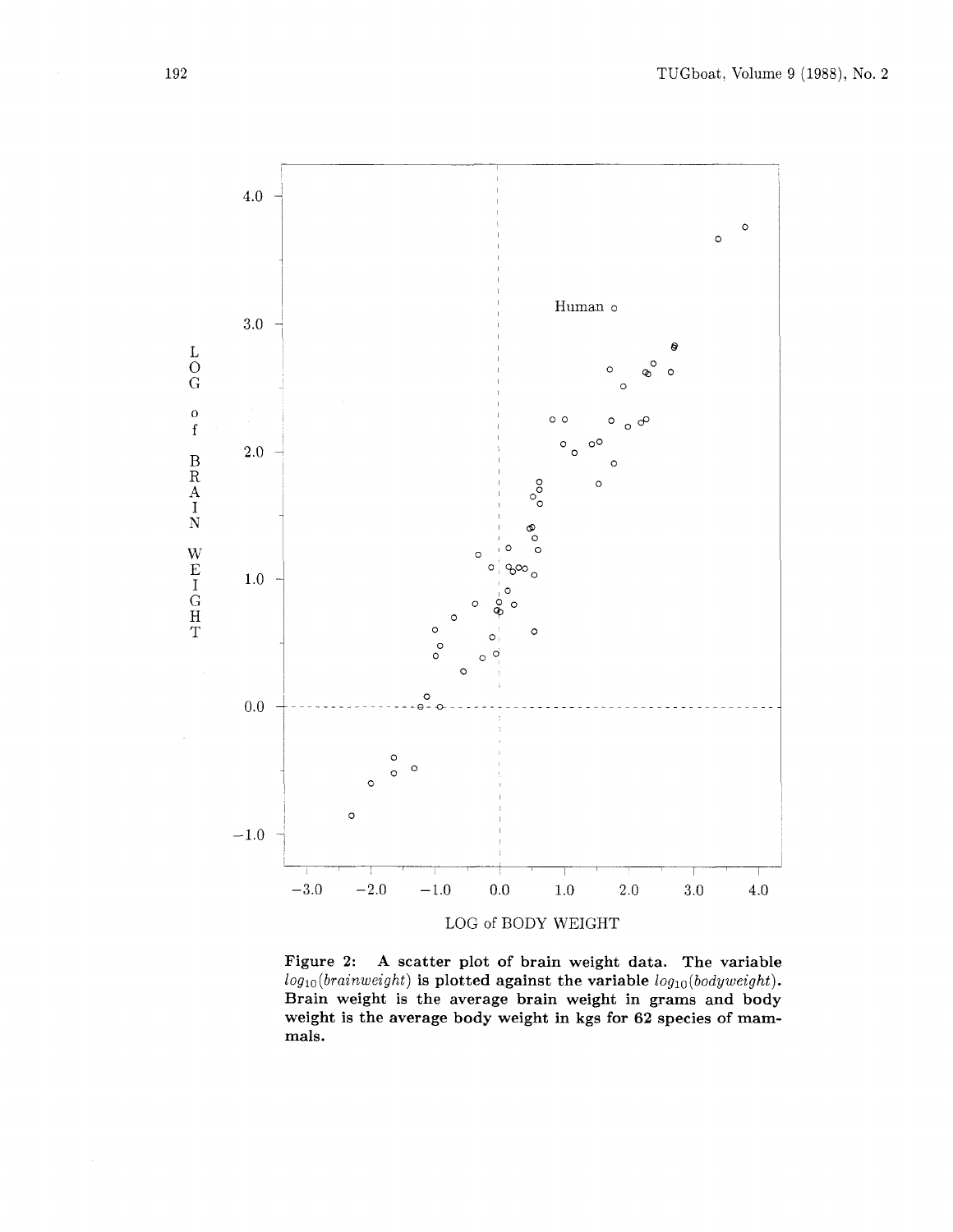4.0

3.0

2.0

1.0

0.0

−1.0

Human

LOG of BRAIN WEIGHT

−3.0 −2.0 −1.0 0.0 1.0 2.0 3.0 4.0

LOG of BODY WEIGHT

**Figure 2: A scatter plot of brain weight data. The variable $log_{10}(brainweight)$ is plotted against the variable $log_{10}(bodyweight)$. Brain weight is the average brain weight in grams and body weight is the average body weight in kgs for 62 species of mammals.**